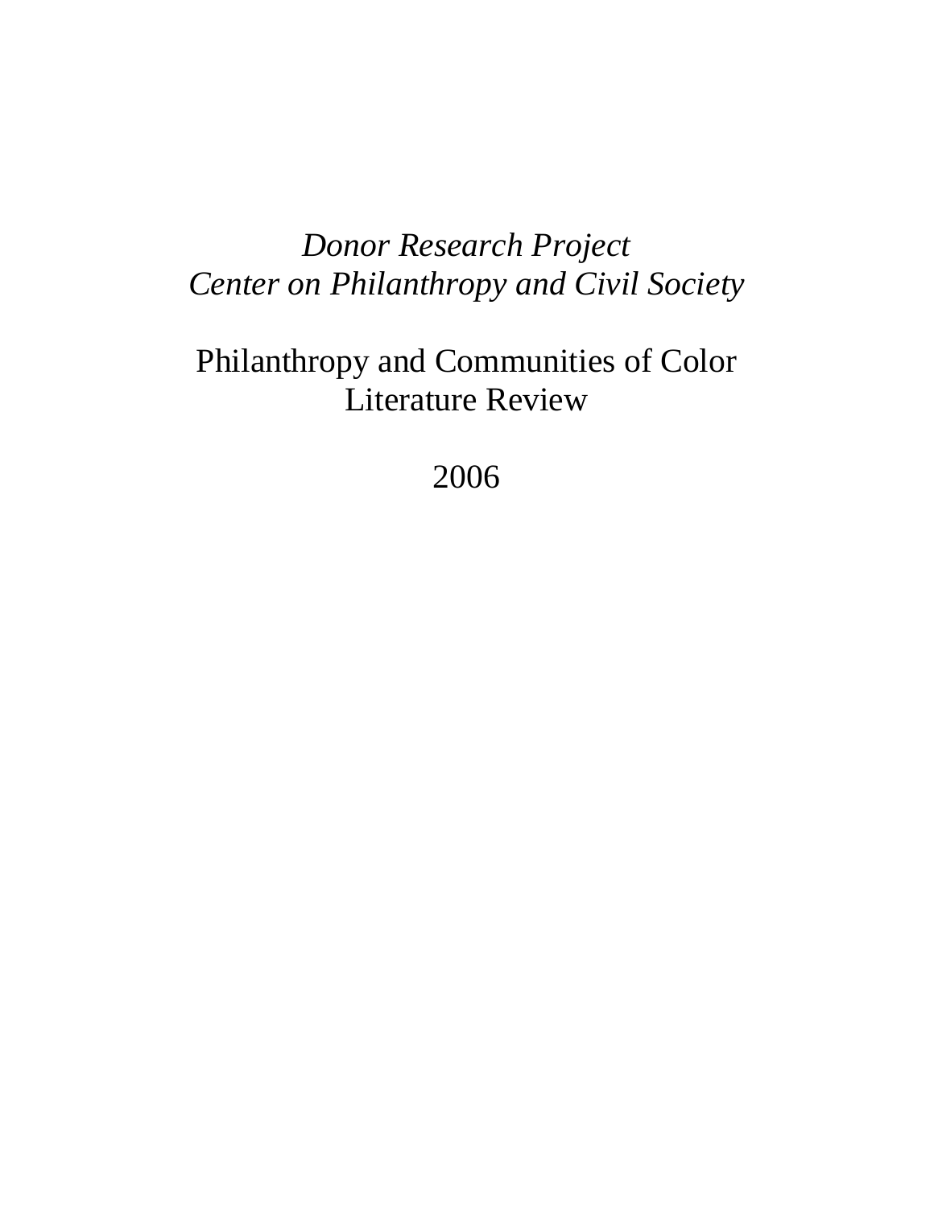*Donor Research Project*
*Center on Philanthropy and Civil Society*

# Philanthropy and Communities of Color Literature Review

2006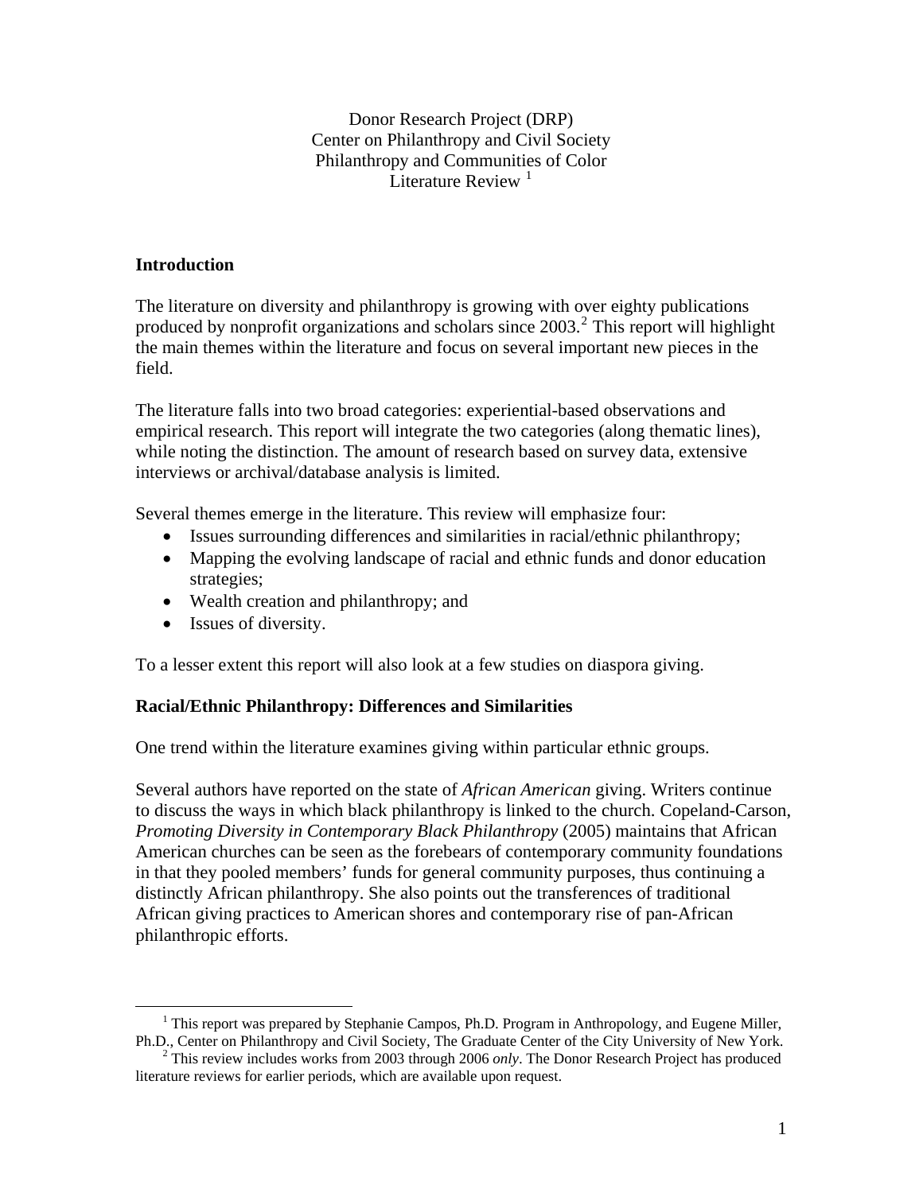Donor Research Project (DRP)
Center on Philanthropy and Civil Society
Philanthropy and Communities of Color
Literature Review [1]

## Introduction

The literature on diversity and philanthropy is growing with over eighty publications produced by nonprofit organizations and scholars since 2003.[2] This report will highlight the main themes within the literature and focus on several important new pieces in the field.

The literature falls into two broad categories: experiential-based observations and empirical research. This report will integrate the two categories (along thematic lines), while noting the distinction. The amount of research based on survey data, extensive interviews or archival/database analysis is limited.

Several themes emerge in the literature. This review will emphasize four:

- Issues surrounding differences and similarities in racial/ethnic philanthropy;
- Mapping the evolving landscape of racial and ethnic funds and donor education strategies;
- Wealth creation and philanthropy; and
- Issues of diversity.

To a lesser extent this report will also look at a few studies on diaspora giving.

## Racial/Ethnic Philanthropy: Differences and Similarities

One trend within the literature examines giving within particular ethnic groups.

Several authors have reported on the state of *African American* giving. Writers continue to discuss the ways in which black philanthropy is linked to the church. Copeland-Carson, *Promoting Diversity in Contemporary Black Philanthropy* (2005) maintains that African American churches can be seen as the forebears of contemporary community foundations in that they pooled members' funds for general community purposes, thus continuing a distinctly African philanthropy. She also points out the transferences of traditional African giving practices to American shores and contemporary rise of pan-African philanthropic efforts.

---

[1] This report was prepared by Stephanie Campos, Ph.D. Program in Anthropology, and Eugene Miller, Ph.D., Center on Philanthropy and Civil Society, The Graduate Center of the City University of New York.

[2] This review includes works from 2003 through 2006 *only*. The Donor Research Project has produced literature reviews for earlier periods, which are available upon request.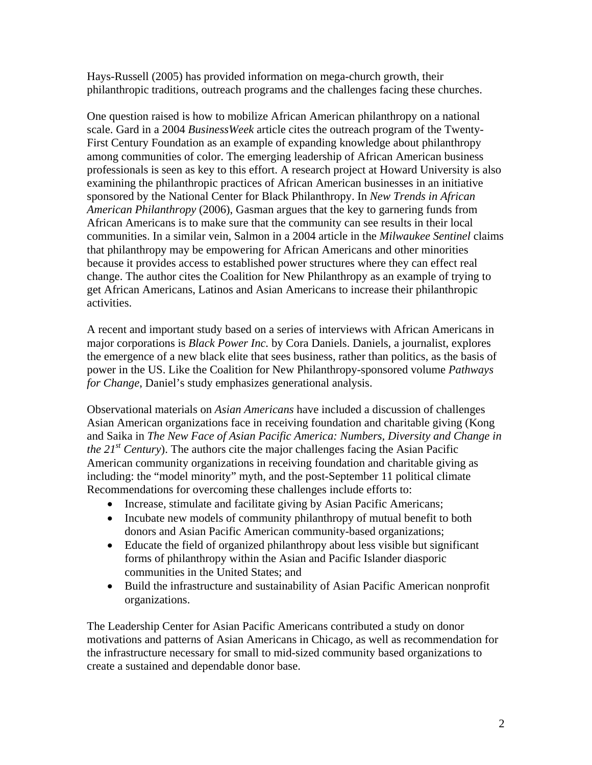Hays-Russell (2005) has provided information on mega-church growth, their philanthropic traditions, outreach programs and the challenges facing these churches.

One question raised is how to mobilize African American philanthropy on a national scale. Gard in a 2004 *BusinessWeek* article cites the outreach program of the Twenty-First Century Foundation as an example of expanding knowledge about philanthropy among communities of color. The emerging leadership of African American business professionals is seen as key to this effort. A research project at Howard University is also examining the philanthropic practices of African American businesses in an initiative sponsored by the National Center for Black Philanthropy. In *New Trends in African American Philanthropy* (2006), Gasman argues that the key to garnering funds from African Americans is to make sure that the community can see results in their local communities. In a similar vein, Salmon in a 2004 article in the *Milwaukee Sentinel* claims that philanthropy may be empowering for African Americans and other minorities because it provides access to established power structures where they can effect real change. The author cites the Coalition for New Philanthropy as an example of trying to get African Americans, Latinos and Asian Americans to increase their philanthropic activities.

A recent and important study based on a series of interviews with African Americans in major corporations is *Black Power Inc.* by Cora Daniels. Daniels, a journalist, explores the emergence of a new black elite that sees business, rather than politics, as the basis of power in the US. Like the Coalition for New Philanthropy-sponsored volume *Pathways for Change*, Daniel's study emphasizes generational analysis.

Observational materials on *Asian Americans* have included a discussion of challenges Asian American organizations face in receiving foundation and charitable giving (Kong and Saika in *The New Face of Asian Pacific America: Numbers, Diversity and Change in the 21st Century*). The authors cite the major challenges facing the Asian Pacific American community organizations in receiving foundation and charitable giving as including: the "model minority" myth, and the post-September 11 political climate Recommendations for overcoming these challenges include efforts to:

- Increase, stimulate and facilitate giving by Asian Pacific Americans;
- Incubate new models of community philanthropy of mutual benefit to both donors and Asian Pacific American community-based organizations;
- Educate the field of organized philanthropy about less visible but significant forms of philanthropy within the Asian and Pacific Islander diasporic communities in the United States; and
- Build the infrastructure and sustainability of Asian Pacific American nonprofit organizations.

The Leadership Center for Asian Pacific Americans contributed a study on donor motivations and patterns of Asian Americans in Chicago, as well as recommendation for the infrastructure necessary for small to mid-sized community based organizations to create a sustained and dependable donor base.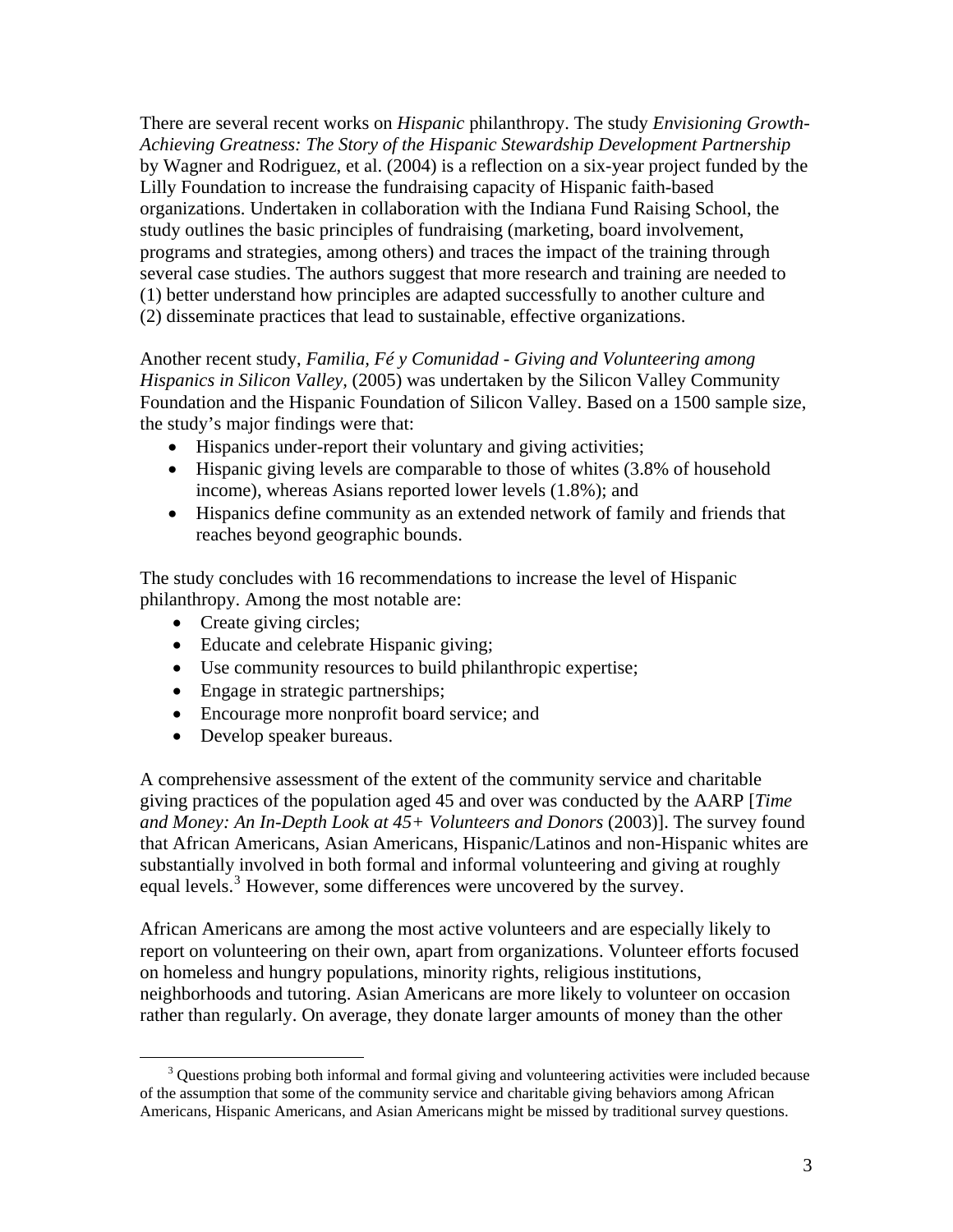There are several recent works on *Hispanic* philanthropy. The study *Envisioning Growth-Achieving Greatness: The Story of the Hispanic Stewardship Development Partnership* by Wagner and Rodriguez, et al. (2004) is a reflection on a six-year project funded by the Lilly Foundation to increase the fundraising capacity of Hispanic faith-based organizations. Undertaken in collaboration with the Indiana Fund Raising School, the study outlines the basic principles of fundraising (marketing, board involvement, programs and strategies, among others) and traces the impact of the training through several case studies. The authors suggest that more research and training are needed to (1) better understand how principles are adapted successfully to another culture and (2) disseminate practices that lead to sustainable, effective organizations.

Another recent study, *Familia, Fé y Comunidad - Giving and Volunteering among Hispanics in Silicon Valley*, (2005) was undertaken by the Silicon Valley Community Foundation and the Hispanic Foundation of Silicon Valley. Based on a 1500 sample size, the study's major findings were that:

- Hispanics under-report their voluntary and giving activities;
- Hispanic giving levels are comparable to those of whites (3.8% of household income), whereas Asians reported lower levels (1.8%); and
- Hispanics define community as an extended network of family and friends that reaches beyond geographic bounds.

The study concludes with 16 recommendations to increase the level of Hispanic philanthropy. Among the most notable are:

- Create giving circles;
- Educate and celebrate Hispanic giving;
- Use community resources to build philanthropic expertise;
- Engage in strategic partnerships;
- Encourage more nonprofit board service; and
- Develop speaker bureaus.

A comprehensive assessment of the extent of the community service and charitable giving practices of the population aged 45 and over was conducted by the AARP [*Time and Money: An In-Depth Look at 45+ Volunteers and Donors* (2003)]. The survey found that African Americans, Asian Americans, Hispanic/Latinos and non-Hispanic whites are substantially involved in both formal and informal volunteering and giving at roughly equal levels.[3] However, some differences were uncovered by the survey.

African Americans are among the most active volunteers and are especially likely to report on volunteering on their own, apart from organizations. Volunteer efforts focused on homeless and hungry populations, minority rights, religious institutions, neighborhoods and tutoring. Asian Americans are more likely to volunteer on occasion rather than regularly. On average, they donate larger amounts of money than the other

[3] Questions probing both informal and formal giving and volunteering activities were included because of the assumption that some of the community service and charitable giving behaviors among African Americans, Hispanic Americans, and Asian Americans might be missed by traditional survey questions.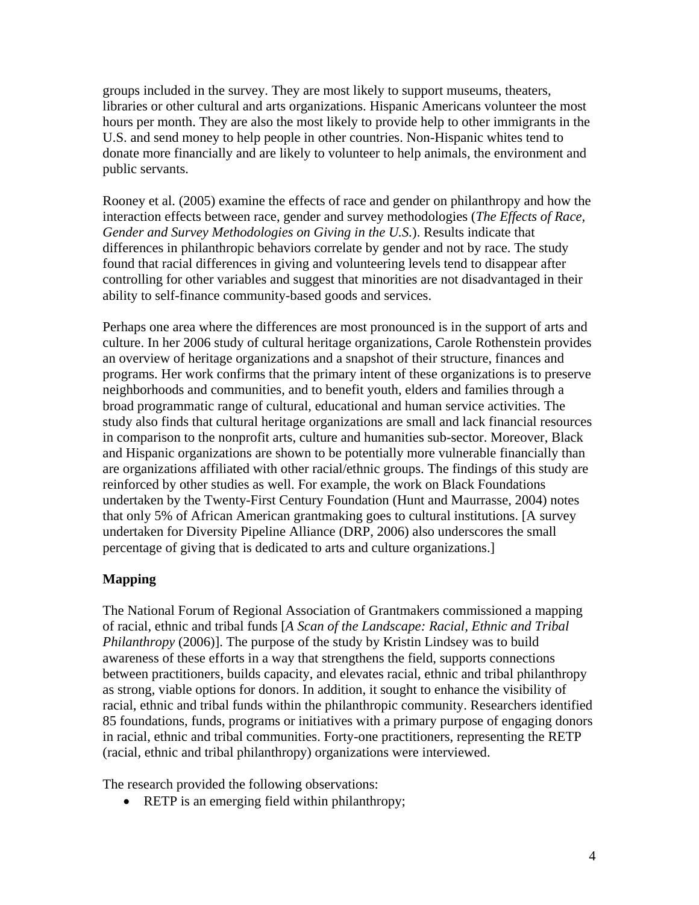groups included in the survey. They are most likely to support museums, theaters, libraries or other cultural and arts organizations. Hispanic Americans volunteer the most hours per month. They are also the most likely to provide help to other immigrants in the U.S. and send money to help people in other countries. Non-Hispanic whites tend to donate more financially and are likely to volunteer to help animals, the environment and public servants.

Rooney et al. (2005) examine the effects of race and gender on philanthropy and how the interaction effects between race, gender and survey methodologies (*The Effects of Race, Gender and Survey Methodologies on Giving in the U.S.*). Results indicate that differences in philanthropic behaviors correlate by gender and not by race. The study found that racial differences in giving and volunteering levels tend to disappear after controlling for other variables and suggest that minorities are not disadvantaged in their ability to self-finance community-based goods and services.

Perhaps one area where the differences are most pronounced is in the support of arts and culture. In her 2006 study of cultural heritage organizations, Carole Rothenstein provides an overview of heritage organizations and a snapshot of their structure, finances and programs. Her work confirms that the primary intent of these organizations is to preserve neighborhoods and communities, and to benefit youth, elders and families through a broad programmatic range of cultural, educational and human service activities. The study also finds that cultural heritage organizations are small and lack financial resources in comparison to the nonprofit arts, culture and humanities sub-sector. Moreover, Black and Hispanic organizations are shown to be potentially more vulnerable financially than are organizations affiliated with other racial/ethnic groups. The findings of this study are reinforced by other studies as well. For example, the work on Black Foundations undertaken by the Twenty-First Century Foundation (Hunt and Maurrasse, 2004) notes that only 5% of African American grantmaking goes to cultural institutions. [A survey undertaken for Diversity Pipeline Alliance (DRP, 2006) also underscores the small percentage of giving that is dedicated to arts and culture organizations.]

**Mapping**

The National Forum of Regional Association of Grantmakers commissioned a mapping of racial, ethnic and tribal funds [*A Scan of the Landscape: Racial, Ethnic and Tribal Philanthropy* (2006)]. The purpose of the study by Kristin Lindsey was to build awareness of these efforts in a way that strengthens the field, supports connections between practitioners, builds capacity, and elevates racial, ethnic and tribal philanthropy as strong, viable options for donors. In addition, it sought to enhance the visibility of racial, ethnic and tribal funds within the philanthropic community. Researchers identified 85 foundations, funds, programs or initiatives with a primary purpose of engaging donors in racial, ethnic and tribal communities. Forty-one practitioners, representing the RETP (racial, ethnic and tribal philanthropy) organizations were interviewed.

The research provided the following observations:

- RETP is an emerging field within philanthropy;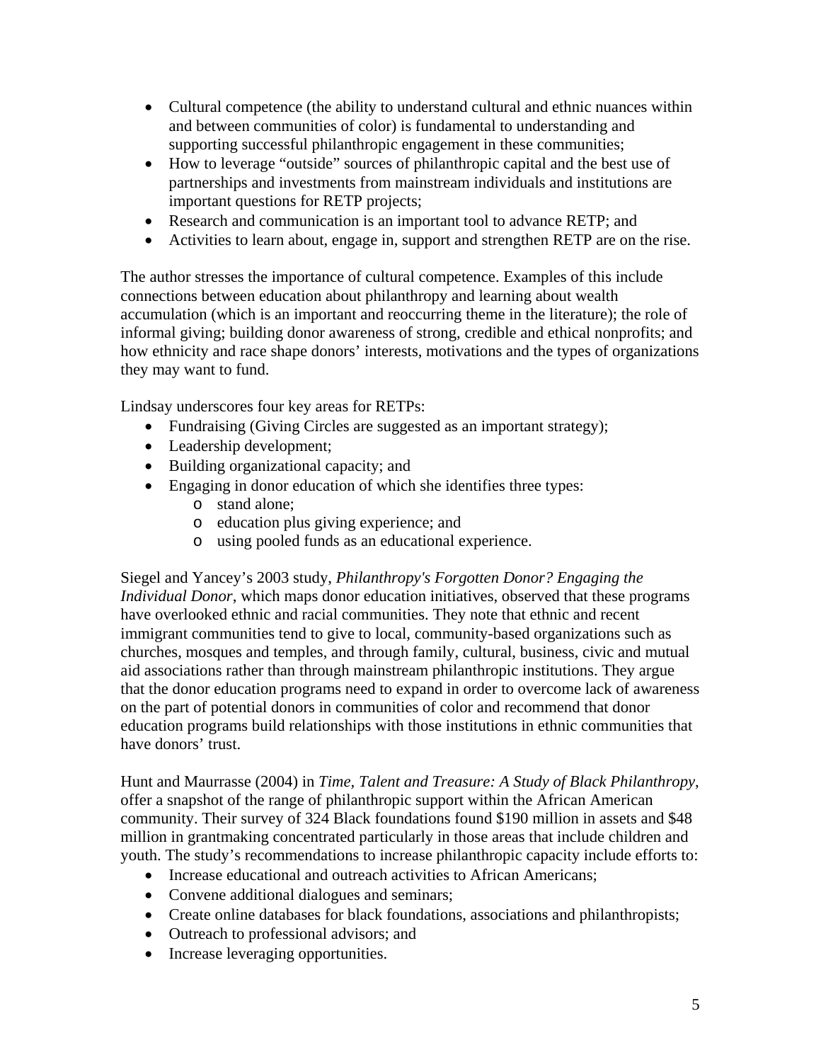- Cultural competence (the ability to understand cultural and ethnic nuances within and between communities of color) is fundamental to understanding and supporting successful philanthropic engagement in these communities;
- How to leverage "outside" sources of philanthropic capital and the best use of partnerships and investments from mainstream individuals and institutions are important questions for RETP projects;
- Research and communication is an important tool to advance RETP; and
- Activities to learn about, engage in, support and strengthen RETP are on the rise.

The author stresses the importance of cultural competence. Examples of this include connections between education about philanthropy and learning about wealth accumulation (which is an important and reoccurring theme in the literature); the role of informal giving; building donor awareness of strong, credible and ethical nonprofits; and how ethnicity and race shape donors' interests, motivations and the types of organizations they may want to fund.

Lindsay underscores four key areas for RETPs:

- Fundraising (Giving Circles are suggested as an important strategy);
- Leadership development;
- Building organizational capacity; and
- Engaging in donor education of which she identifies three types:
  - stand alone;
  - education plus giving experience; and
  - using pooled funds as an educational experience.

Siegel and Yancey's 2003 study, *Philanthropy's Forgotten Donor? Engaging the Individual Donor*, which maps donor education initiatives, observed that these programs have overlooked ethnic and racial communities. They note that ethnic and recent immigrant communities tend to give to local, community-based organizations such as churches, mosques and temples, and through family, cultural, business, civic and mutual aid associations rather than through mainstream philanthropic institutions. They argue that the donor education programs need to expand in order to overcome lack of awareness on the part of potential donors in communities of color and recommend that donor education programs build relationships with those institutions in ethnic communities that have donors' trust.

Hunt and Maurrasse (2004) in *Time, Talent and Treasure: A Study of Black Philanthropy*, offer a snapshot of the range of philanthropic support within the African American community. Their survey of 324 Black foundations found $190 million in assets and $48 million in grantmaking concentrated particularly in those areas that include children and youth. The study's recommendations to increase philanthropic capacity include efforts to:

- Increase educational and outreach activities to African Americans;
- Convene additional dialogues and seminars;
- Create online databases for black foundations, associations and philanthropists;
- Outreach to professional advisors; and
- Increase leveraging opportunities.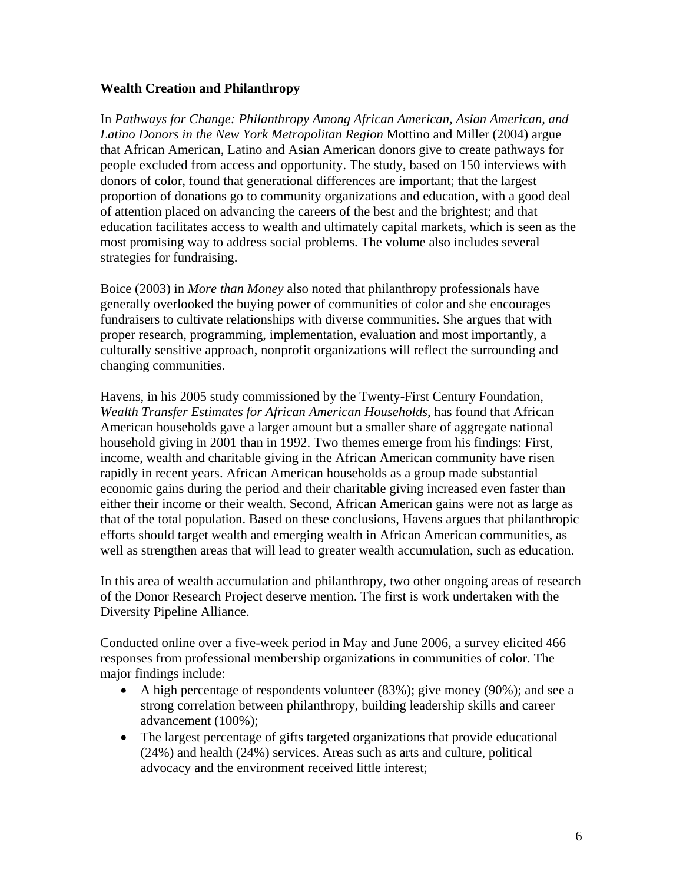**Wealth Creation and Philanthropy**

In *Pathways for Change: Philanthropy Among African American, Asian American, and Latino Donors in the New York Metropolitan Region* Mottino and Miller (2004) argue that African American, Latino and Asian American donors give to create pathways for people excluded from access and opportunity. The study, based on 150 interviews with donors of color, found that generational differences are important; that the largest proportion of donations go to community organizations and education, with a good deal of attention placed on advancing the careers of the best and the brightest; and that education facilitates access to wealth and ultimately capital markets, which is seen as the most promising way to address social problems. The volume also includes several strategies for fundraising.

Boice (2003) in *More than Money* also noted that philanthropy professionals have generally overlooked the buying power of communities of color and she encourages fundraisers to cultivate relationships with diverse communities. She argues that with proper research, programming, implementation, evaluation and most importantly, a culturally sensitive approach, nonprofit organizations will reflect the surrounding and changing communities.

Havens, in his 2005 study commissioned by the Twenty-First Century Foundation, *Wealth Transfer Estimates for African American Households*, has found that African American households gave a larger amount but a smaller share of aggregate national household giving in 2001 than in 1992. Two themes emerge from his findings: First, income, wealth and charitable giving in the African American community have risen rapidly in recent years. African American households as a group made substantial economic gains during the period and their charitable giving increased even faster than either their income or their wealth. Second, African American gains were not as large as that of the total population. Based on these conclusions, Havens argues that philanthropic efforts should target wealth and emerging wealth in African American communities, as well as strengthen areas that will lead to greater wealth accumulation, such as education.

In this area of wealth accumulation and philanthropy, two other ongoing areas of research of the Donor Research Project deserve mention. The first is work undertaken with the Diversity Pipeline Alliance.

Conducted online over a five-week period in May and June 2006, a survey elicited 466 responses from professional membership organizations in communities of color. The major findings include:

- A high percentage of respondents volunteer (83%); give money (90%); and see a strong correlation between philanthropy, building leadership skills and career advancement (100%);
- The largest percentage of gifts targeted organizations that provide educational (24%) and health (24%) services. Areas such as arts and culture, political advocacy and the environment received little interest;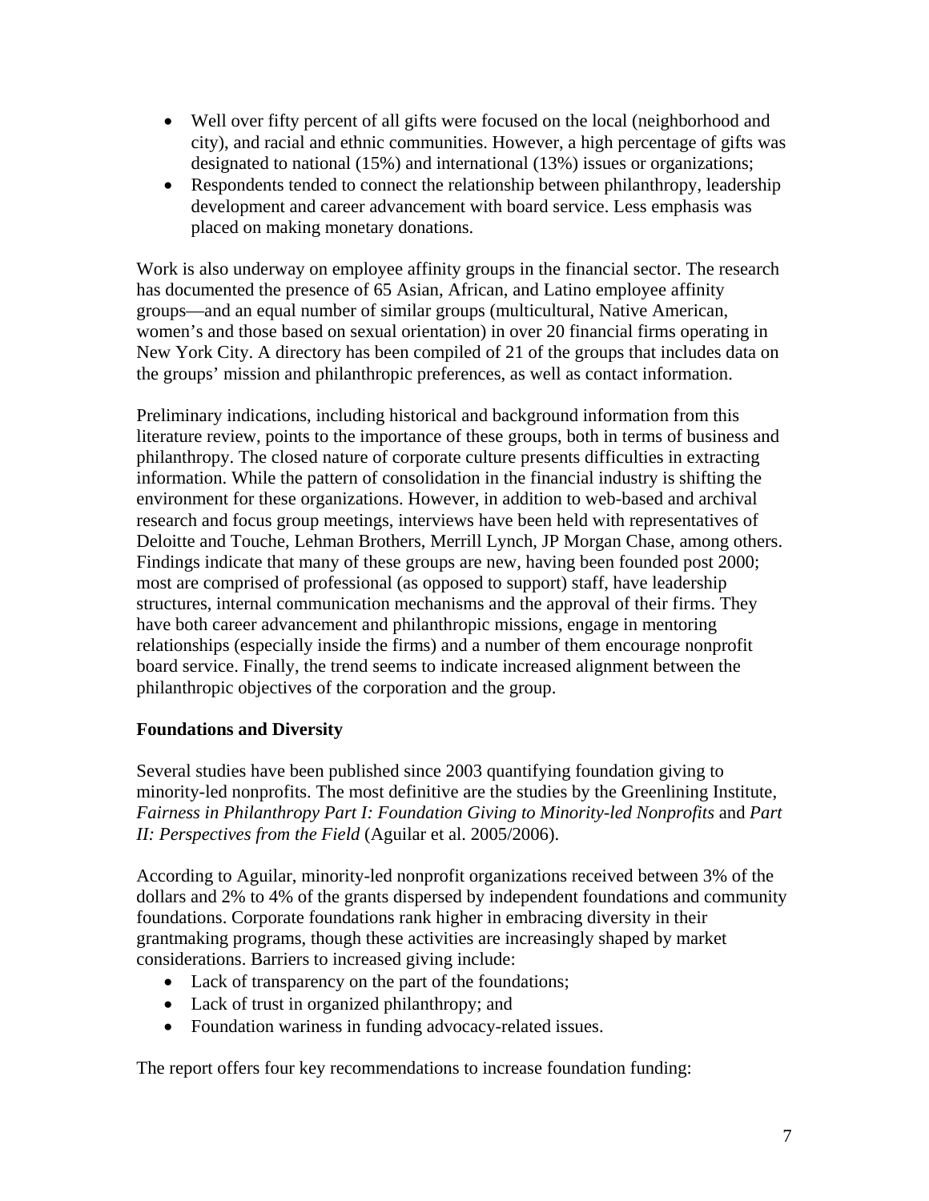- Well over fifty percent of all gifts were focused on the local (neighborhood and city), and racial and ethnic communities. However, a high percentage of gifts was designated to national (15%) and international (13%) issues or organizations;
- Respondents tended to connect the relationship between philanthropy, leadership development and career advancement with board service. Less emphasis was placed on making monetary donations.

Work is also underway on employee affinity groups in the financial sector. The research has documented the presence of 65 Asian, African, and Latino employee affinity groups—and an equal number of similar groups (multicultural, Native American, women's and those based on sexual orientation) in over 20 financial firms operating in New York City. A directory has been compiled of 21 of the groups that includes data on the groups' mission and philanthropic preferences, as well as contact information.

Preliminary indications, including historical and background information from this literature review, points to the importance of these groups, both in terms of business and philanthropy. The closed nature of corporate culture presents difficulties in extracting information. While the pattern of consolidation in the financial industry is shifting the environment for these organizations. However, in addition to web-based and archival research and focus group meetings, interviews have been held with representatives of Deloitte and Touche, Lehman Brothers, Merrill Lynch, JP Morgan Chase, among others. Findings indicate that many of these groups are new, having been founded post 2000; most are comprised of professional (as opposed to support) staff, have leadership structures, internal communication mechanisms and the approval of their firms. They have both career advancement and philanthropic missions, engage in mentoring relationships (especially inside the firms) and a number of them encourage nonprofit board service. Finally, the trend seems to indicate increased alignment between the philanthropic objectives of the corporation and the group.

**Foundations and Diversity**

Several studies have been published since 2003 quantifying foundation giving to minority-led nonprofits. The most definitive are the studies by the Greenlining Institute, *Fairness in Philanthropy Part I: Foundation Giving to Minority-led Nonprofits* and *Part II: Perspectives from the Field* (Aguilar et al. 2005/2006).

According to Aguilar, minority-led nonprofit organizations received between 3% of the dollars and 2% to 4% of the grants dispersed by independent foundations and community foundations. Corporate foundations rank higher in embracing diversity in their grantmaking programs, though these activities are increasingly shaped by market considerations. Barriers to increased giving include:

- Lack of transparency on the part of the foundations;
- Lack of trust in organized philanthropy; and
- Foundation wariness in funding advocacy-related issues.

The report offers four key recommendations to increase foundation funding: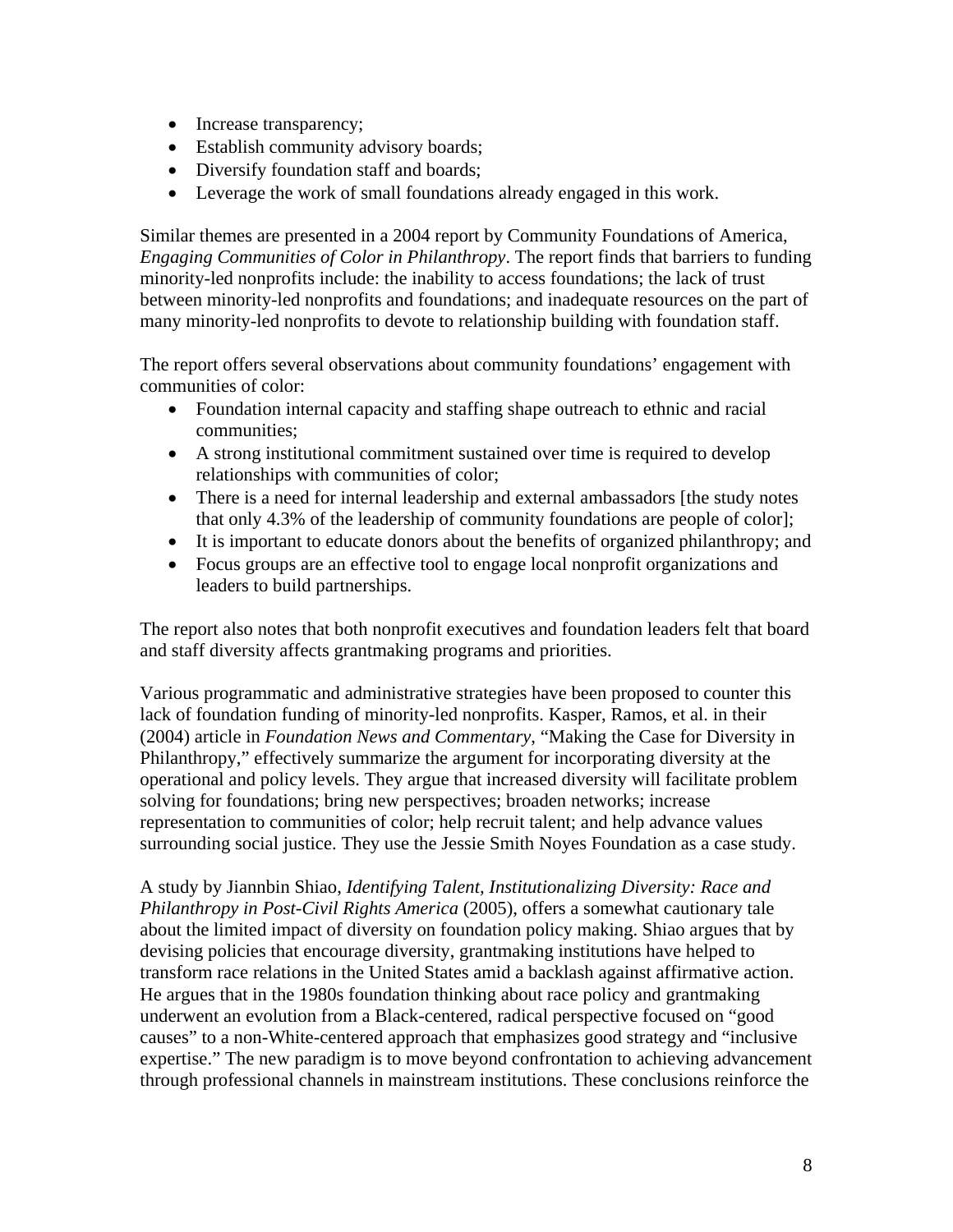- Increase transparency;
- Establish community advisory boards;
- Diversify foundation staff and boards;
- Leverage the work of small foundations already engaged in this work.

Similar themes are presented in a 2004 report by Community Foundations of America, *Engaging Communities of Color in Philanthropy*. The report finds that barriers to funding minority-led nonprofits include: the inability to access foundations; the lack of trust between minority-led nonprofits and foundations; and inadequate resources on the part of many minority-led nonprofits to devote to relationship building with foundation staff.

The report offers several observations about community foundations' engagement with communities of color:

- Foundation internal capacity and staffing shape outreach to ethnic and racial communities;
- A strong institutional commitment sustained over time is required to develop relationships with communities of color;
- There is a need for internal leadership and external ambassadors [the study notes that only 4.3% of the leadership of community foundations are people of color];
- It is important to educate donors about the benefits of organized philanthropy; and
- Focus groups are an effective tool to engage local nonprofit organizations and leaders to build partnerships.

The report also notes that both nonprofit executives and foundation leaders felt that board and staff diversity affects grantmaking programs and priorities.

Various programmatic and administrative strategies have been proposed to counter this lack of foundation funding of minority-led nonprofits. Kasper, Ramos, et al. in their (2004) article in *Foundation News and Commentary*, "Making the Case for Diversity in Philanthropy," effectively summarize the argument for incorporating diversity at the operational and policy levels. They argue that increased diversity will facilitate problem solving for foundations; bring new perspectives; broaden networks; increase representation to communities of color; help recruit talent; and help advance values surrounding social justice. They use the Jessie Smith Noyes Foundation as a case study.

A study by Jiannbin Shiao, *Identifying Talent, Institutionalizing Diversity: Race and Philanthropy in Post-Civil Rights America* (2005), offers a somewhat cautionary tale about the limited impact of diversity on foundation policy making. Shiao argues that by devising policies that encourage diversity, grantmaking institutions have helped to transform race relations in the United States amid a backlash against affirmative action. He argues that in the 1980s foundation thinking about race policy and grantmaking underwent an evolution from a Black-centered, radical perspective focused on "good causes" to a non-White-centered approach that emphasizes good strategy and "inclusive expertise." The new paradigm is to move beyond confrontation to achieving advancement through professional channels in mainstream institutions. These conclusions reinforce the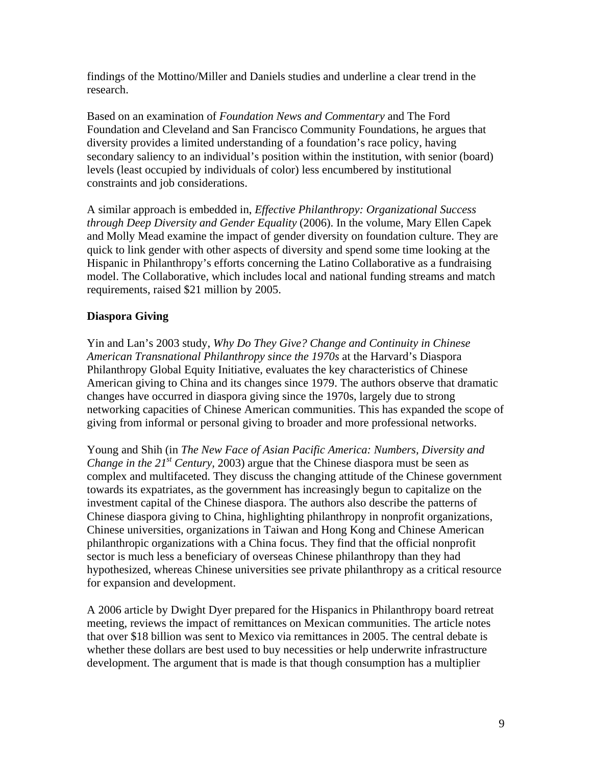findings of the Mottino/Miller and Daniels studies and underline a clear trend in the research.

Based on an examination of *Foundation News and Commentary* and The Ford Foundation and Cleveland and San Francisco Community Foundations, he argues that diversity provides a limited understanding of a foundation's race policy, having secondary saliency to an individual's position within the institution, with senior (board) levels (least occupied by individuals of color) less encumbered by institutional constraints and job considerations.

A similar approach is embedded in, *Effective Philanthropy: Organizational Success through Deep Diversity and Gender Equality* (2006). In the volume, Mary Ellen Capek and Molly Mead examine the impact of gender diversity on foundation culture. They are quick to link gender with other aspects of diversity and spend some time looking at the Hispanic in Philanthropy's efforts concerning the Latino Collaborative as a fundraising model. The Collaborative, which includes local and national funding streams and match requirements, raised \$21 million by 2005.

### Diaspora Giving

Yin and Lan's 2003 study, *Why Do They Give? Change and Continuity in Chinese American Transnational Philanthropy since the 1970s* at the Harvard's Diaspora Philanthropy Global Equity Initiative, evaluates the key characteristics of Chinese American giving to China and its changes since 1979. The authors observe that dramatic changes have occurred in diaspora giving since the 1970s, largely due to strong networking capacities of Chinese American communities. This has expanded the scope of giving from informal or personal giving to broader and more professional networks.

Young and Shih (in *The New Face of Asian Pacific America: Numbers, Diversity and Change in the 21st Century,* 2003) argue that the Chinese diaspora must be seen as complex and multifaceted. They discuss the changing attitude of the Chinese government towards its expatriates, as the government has increasingly begun to capitalize on the investment capital of the Chinese diaspora. The authors also describe the patterns of Chinese diaspora giving to China, highlighting philanthropy in nonprofit organizations, Chinese universities, organizations in Taiwan and Hong Kong and Chinese American philanthropic organizations with a China focus. They find that the official nonprofit sector is much less a beneficiary of overseas Chinese philanthropy than they had hypothesized, whereas Chinese universities see private philanthropy as a critical resource for expansion and development.

A 2006 article by Dwight Dyer prepared for the Hispanics in Philanthropy board retreat meeting, reviews the impact of remittances on Mexican communities. The article notes that over \$18 billion was sent to Mexico via remittances in 2005. The central debate is whether these dollars are best used to buy necessities or help underwrite infrastructure development. The argument that is made is that though consumption has a multiplier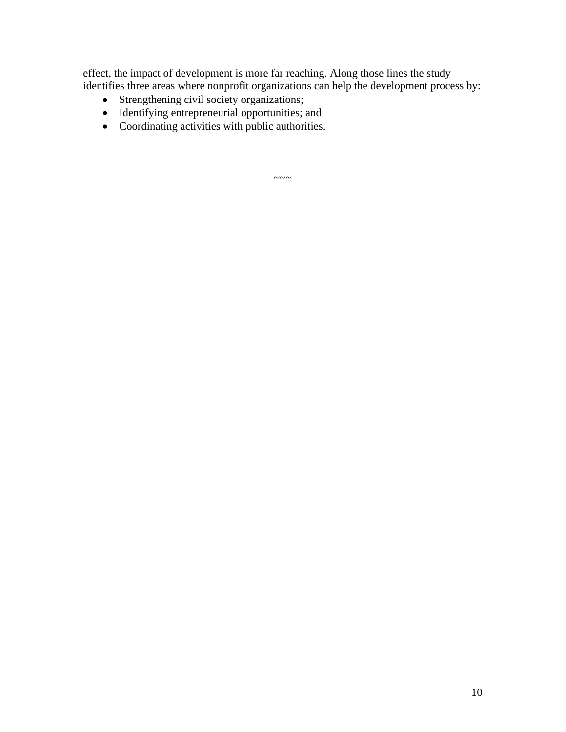effect, the impact of development is more far reaching. Along those lines the study identifies three areas where nonprofit organizations can help the development process by:

- Strengthening civil society organizations;
- Identifying entrepreneurial opportunities; and
- Coordinating activities with public authorities.

~~~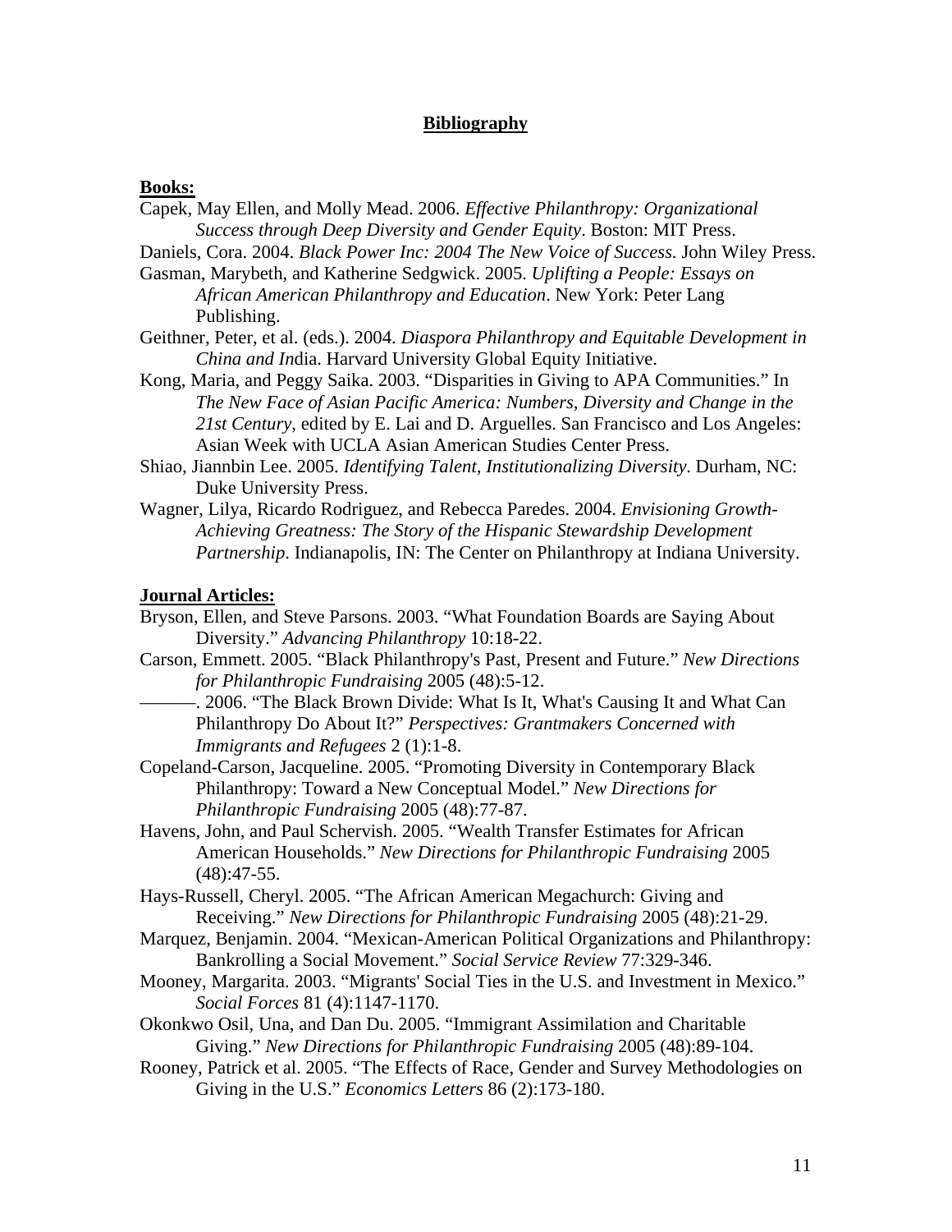# Bibliography

**Books:**

Capek, May Ellen, and Molly Mead. 2006. *Effective Philanthropy: Organizational Success through Deep Diversity and Gender Equity*. Boston: MIT Press.

Daniels, Cora. 2004. *Black Power Inc: 2004 The New Voice of Success*. John Wiley Press.

Gasman, Marybeth, and Katherine Sedgwick. 2005. *Uplifting a People: Essays on African American Philanthropy and Education*. New York: Peter Lang Publishing.

Geithner, Peter, et al. (eds.). 2004. *Diaspora Philanthropy and Equitable Development in China and In*dia. Harvard University Global Equity Initiative.

Kong, Maria, and Peggy Saika. 2003. "Disparities in Giving to APA Communities." In *The New Face of Asian Pacific America: Numbers, Diversity and Change in the 21st Century*, edited by E. Lai and D. Arguelles. San Francisco and Los Angeles: Asian Week with UCLA Asian American Studies Center Press.

Shiao, Jiannbin Lee. 2005. *Identifying Talent, Institutionalizing Diversity*. Durham, NC: Duke University Press.

Wagner, Lilya, Ricardo Rodriguez, and Rebecca Paredes. 2004. *Envisioning Growth-Achieving Greatness: The Story of the Hispanic Stewardship Development Partnership*. Indianapolis, IN: The Center on Philanthropy at Indiana University.

**Journal Articles:**

Bryson, Ellen, and Steve Parsons. 2003. "What Foundation Boards are Saying About Diversity." *Advancing Philanthropy* 10:18-22.

Carson, Emmett. 2005. "Black Philanthropy's Past, Present and Future." *New Directions for Philanthropic Fundraising* 2005 (48):5-12.

———. 2006. "The Black Brown Divide: What Is It, What's Causing It and What Can Philanthropy Do About It?" *Perspectives: Grantmakers Concerned with Immigrants and Refugees* 2 (1):1-8.

Copeland-Carson, Jacqueline. 2005. "Promoting Diversity in Contemporary Black Philanthropy: Toward a New Conceptual Model." *New Directions for Philanthropic Fundraising* 2005 (48):77-87.

Havens, John, and Paul Schervish. 2005. "Wealth Transfer Estimates for African American Households." *New Directions for Philanthropic Fundraising* 2005 (48):47-55.

Hays-Russell, Cheryl. 2005. "The African American Megachurch: Giving and Receiving." *New Directions for Philanthropic Fundraising* 2005 (48):21-29.

Marquez, Benjamin. 2004. "Mexican-American Political Organizations and Philanthropy: Bankrolling a Social Movement." *Social Service Review* 77:329-346.

Mooney, Margarita. 2003. "Migrants' Social Ties in the U.S. and Investment in Mexico." *Social Forces* 81 (4):1147-1170.

Okonkwo Osil, Una, and Dan Du. 2005. "Immigrant Assimilation and Charitable Giving." *New Directions for Philanthropic Fundraising* 2005 (48):89-104.

Rooney, Patrick et al. 2005. "The Effects of Race, Gender and Survey Methodologies on Giving in the U.S." *Economics Letters* 86 (2):173-180.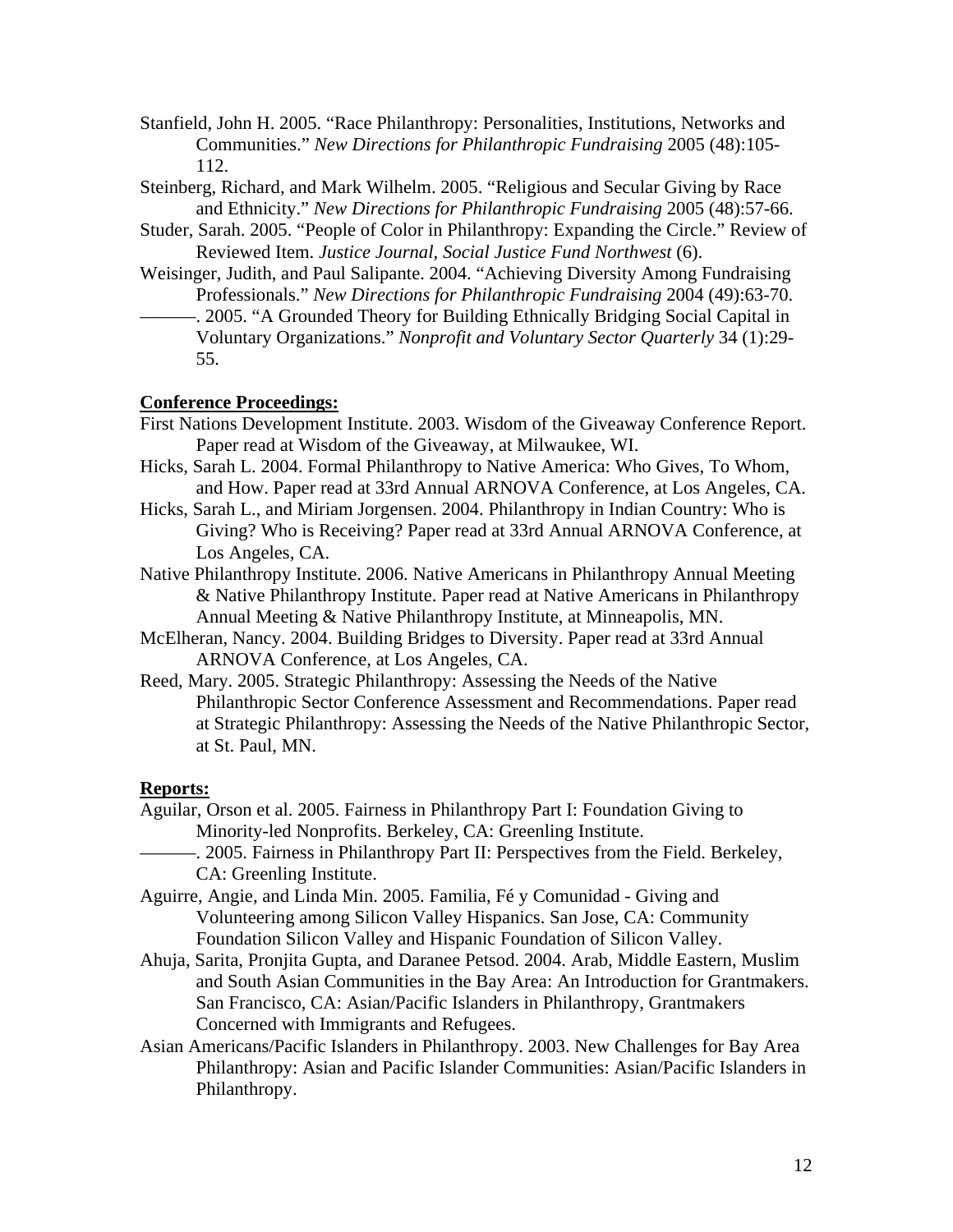Stanfield, John H. 2005. "Race Philanthropy: Personalities, Institutions, Networks and Communities." *New Directions for Philanthropic Fundraising* 2005 (48):105-112.

Steinberg, Richard, and Mark Wilhelm. 2005. "Religious and Secular Giving by Race and Ethnicity." *New Directions for Philanthropic Fundraising* 2005 (48):57-66.

Studer, Sarah. 2005. "People of Color in Philanthropy: Expanding the Circle." Review of Reviewed Item. *Justice Journal, Social Justice Fund Northwest* (6).

Weisinger, Judith, and Paul Salipante. 2004. "Achieving Diversity Among Fundraising Professionals." *New Directions for Philanthropic Fundraising* 2004 (49):63-70.

———. 2005. "A Grounded Theory for Building Ethnically Bridging Social Capital in Voluntary Organizations." *Nonprofit and Voluntary Sector Quarterly* 34 (1):29-55.

**Conference Proceedings:**

First Nations Development Institute. 2003. Wisdom of the Giveaway Conference Report. Paper read at Wisdom of the Giveaway, at Milwaukee, WI.

Hicks, Sarah L. 2004. Formal Philanthropy to Native America: Who Gives, To Whom, and How. Paper read at 33rd Annual ARNOVA Conference, at Los Angeles, CA.

Hicks, Sarah L., and Miriam Jorgensen. 2004. Philanthropy in Indian Country: Who is Giving? Who is Receiving? Paper read at 33rd Annual ARNOVA Conference, at Los Angeles, CA.

Native Philanthropy Institute. 2006. Native Americans in Philanthropy Annual Meeting & Native Philanthropy Institute. Paper read at Native Americans in Philanthropy Annual Meeting & Native Philanthropy Institute, at Minneapolis, MN.

McElheran, Nancy. 2004. Building Bridges to Diversity. Paper read at 33rd Annual ARNOVA Conference, at Los Angeles, CA.

Reed, Mary. 2005. Strategic Philanthropy: Assessing the Needs of the Native Philanthropic Sector Conference Assessment and Recommendations. Paper read at Strategic Philanthropy: Assessing the Needs of the Native Philanthropic Sector, at St. Paul, MN.

**Reports:**

Aguilar, Orson et al. 2005. Fairness in Philanthropy Part I: Foundation Giving to Minority-led Nonprofits. Berkeley, CA: Greenling Institute.

———. 2005. Fairness in Philanthropy Part II: Perspectives from the Field. Berkeley, CA: Greenling Institute.

Aguirre, Angie, and Linda Min. 2005. Familia, Fé y Comunidad - Giving and Volunteering among Silicon Valley Hispanics. San Jose, CA: Community Foundation Silicon Valley and Hispanic Foundation of Silicon Valley.

Ahuja, Sarita, Pronjita Gupta, and Daranee Petsod. 2004. Arab, Middle Eastern, Muslim and South Asian Communities in the Bay Area: An Introduction for Grantmakers. San Francisco, CA: Asian/Pacific Islanders in Philanthropy, Grantmakers Concerned with Immigrants and Refugees.

Asian Americans/Pacific Islanders in Philanthropy. 2003. New Challenges for Bay Area Philanthropy: Asian and Pacific Islander Communities: Asian/Pacific Islanders in Philanthropy.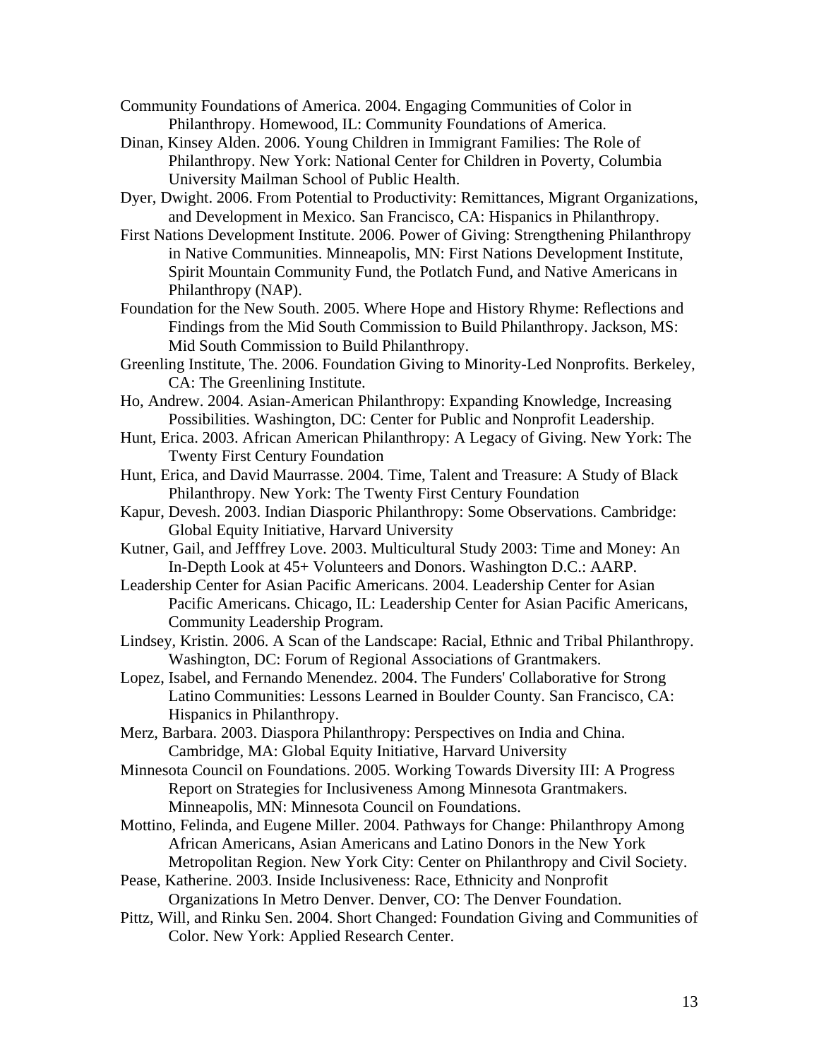Community Foundations of America. 2004. Engaging Communities of Color in Philanthropy. Homewood, IL: Community Foundations of America.

Dinan, Kinsey Alden. 2006. Young Children in Immigrant Families: The Role of Philanthropy. New York: National Center for Children in Poverty, Columbia University Mailman School of Public Health.

Dyer, Dwight. 2006. From Potential to Productivity: Remittances, Migrant Organizations, and Development in Mexico. San Francisco, CA: Hispanics in Philanthropy.

First Nations Development Institute. 2006. Power of Giving: Strengthening Philanthropy in Native Communities. Minneapolis, MN: First Nations Development Institute, Spirit Mountain Community Fund, the Potlatch Fund, and Native Americans in Philanthropy (NAP).

Foundation for the New South. 2005. Where Hope and History Rhyme: Reflections and Findings from the Mid South Commission to Build Philanthropy. Jackson, MS: Mid South Commission to Build Philanthropy.

Greenling Institute, The. 2006. Foundation Giving to Minority-Led Nonprofits. Berkeley, CA: The Greenlining Institute.

Ho, Andrew. 2004. Asian-American Philanthropy: Expanding Knowledge, Increasing Possibilities. Washington, DC: Center for Public and Nonprofit Leadership.

Hunt, Erica. 2003. African American Philanthropy: A Legacy of Giving. New York: The Twenty First Century Foundation

Hunt, Erica, and David Maurrasse. 2004. Time, Talent and Treasure: A Study of Black Philanthropy. New York: The Twenty First Century Foundation

Kapur, Devesh. 2003. Indian Diasporic Philanthropy: Some Observations. Cambridge: Global Equity Initiative, Harvard University

Kutner, Gail, and Jefffrey Love. 2003. Multicultural Study 2003: Time and Money: An In-Depth Look at 45+ Volunteers and Donors. Washington D.C.: AARP.

Leadership Center for Asian Pacific Americans. 2004. Leadership Center for Asian Pacific Americans. Chicago, IL: Leadership Center for Asian Pacific Americans, Community Leadership Program.

Lindsey, Kristin. 2006. A Scan of the Landscape: Racial, Ethnic and Tribal Philanthropy. Washington, DC: Forum of Regional Associations of Grantmakers.

Lopez, Isabel, and Fernando Menendez. 2004. The Funders' Collaborative for Strong Latino Communities: Lessons Learned in Boulder County. San Francisco, CA: Hispanics in Philanthropy.

Merz, Barbara. 2003. Diaspora Philanthropy: Perspectives on India and China. Cambridge, MA: Global Equity Initiative, Harvard University

Minnesota Council on Foundations. 2005. Working Towards Diversity III: A Progress Report on Strategies for Inclusiveness Among Minnesota Grantmakers. Minneapolis, MN: Minnesota Council on Foundations.

Mottino, Felinda, and Eugene Miller. 2004. Pathways for Change: Philanthropy Among African Americans, Asian Americans and Latino Donors in the New York Metropolitan Region. New York City: Center on Philanthropy and Civil Society.

Pease, Katherine. 2003. Inside Inclusiveness: Race, Ethnicity and Nonprofit Organizations In Metro Denver. Denver, CO: The Denver Foundation.

Pittz, Will, and Rinku Sen. 2004. Short Changed: Foundation Giving and Communities of Color. New York: Applied Research Center.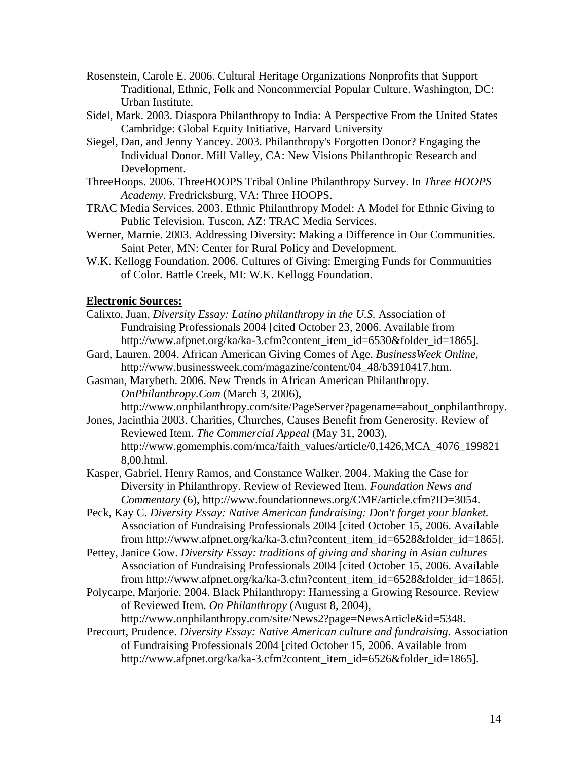Rosenstein, Carole E. 2006. Cultural Heritage Organizations Nonprofits that Support Traditional, Ethnic, Folk and Noncommercial Popular Culture. Washington, DC: Urban Institute.

Sidel, Mark. 2003. Diaspora Philanthropy to India: A Perspective From the United States Cambridge: Global Equity Initiative, Harvard University

Siegel, Dan, and Jenny Yancey. 2003. Philanthropy's Forgotten Donor? Engaging the Individual Donor. Mill Valley, CA: New Visions Philanthropic Research and Development.

ThreeHoops. 2006. ThreeHOOPS Tribal Online Philanthropy Survey. In *Three HOOPS Academy*. Fredricksburg, VA: Three HOOPS.

TRAC Media Services. 2003. Ethnic Philanthropy Model: A Model for Ethnic Giving to Public Television. Tuscon, AZ: TRAC Media Services.

Werner, Marnie. 2003. Addressing Diversity: Making a Difference in Our Communities. Saint Peter, MN: Center for Rural Policy and Development.

W.K. Kellogg Foundation. 2006. Cultures of Giving: Emerging Funds for Communities of Color. Battle Creek, MI: W.K. Kellogg Foundation.

**Electronic Sources:**

Calixto, Juan. *Diversity Essay: Latino philanthropy in the U.S.* Association of Fundraising Professionals 2004 [cited October 23, 2006. Available from http://www.afpnet.org/ka/ka-3.cfm?content_item_id=6530&folder_id=1865].

Gard, Lauren. 2004. African American Giving Comes of Age. *BusinessWeek Online*, http://www.businessweek.com/magazine/content/04_48/b3910417.htm.

Gasman, Marybeth. 2006. New Trends in African American Philanthropy. *OnPhilanthropy.Com* (March 3, 2006), http://www.onphilanthropy.com/site/PageServer?pagename=about_onphilanthropy.

Jones, Jacinthia 2003. Charities, Churches, Causes Benefit from Generosity. Review of Reviewed Item. *The Commercial Appeal* (May 31, 2003), http://www.gomemphis.com/mca/faith_values/article/0,1426,MCA_4076_1998218,00.html.

Kasper, Gabriel, Henry Ramos, and Constance Walker. 2004. Making the Case for Diversity in Philanthropy. Review of Reviewed Item. *Foundation News and Commentary* (6), http://www.foundationnews.org/CME/article.cfm?ID=3054.

Peck, Kay C. *Diversity Essay: Native American fundraising: Don't forget your blanket.* Association of Fundraising Professionals 2004 [cited October 15, 2006. Available from http://www.afpnet.org/ka/ka-3.cfm?content_item_id=6528&folder_id=1865].

Pettey, Janice Gow. *Diversity Essay: traditions of giving and sharing in Asian cultures* Association of Fundraising Professionals 2004 [cited October 15, 2006. Available from http://www.afpnet.org/ka/ka-3.cfm?content_item_id=6528&folder_id=1865].

Polycarpe, Marjorie. 2004. Black Philanthropy: Harnessing a Growing Resource. Review of Reviewed Item. *On Philanthropy* (August 8, 2004), http://www.onphilanthropy.com/site/News2?page=NewsArticle&id=5348.

Precourt, Prudence. *Diversity Essay: Native American culture and fundraising.* Association of Fundraising Professionals 2004 [cited October 15, 2006. Available from http://www.afpnet.org/ka/ka-3.cfm?content_item_id=6526&folder_id=1865].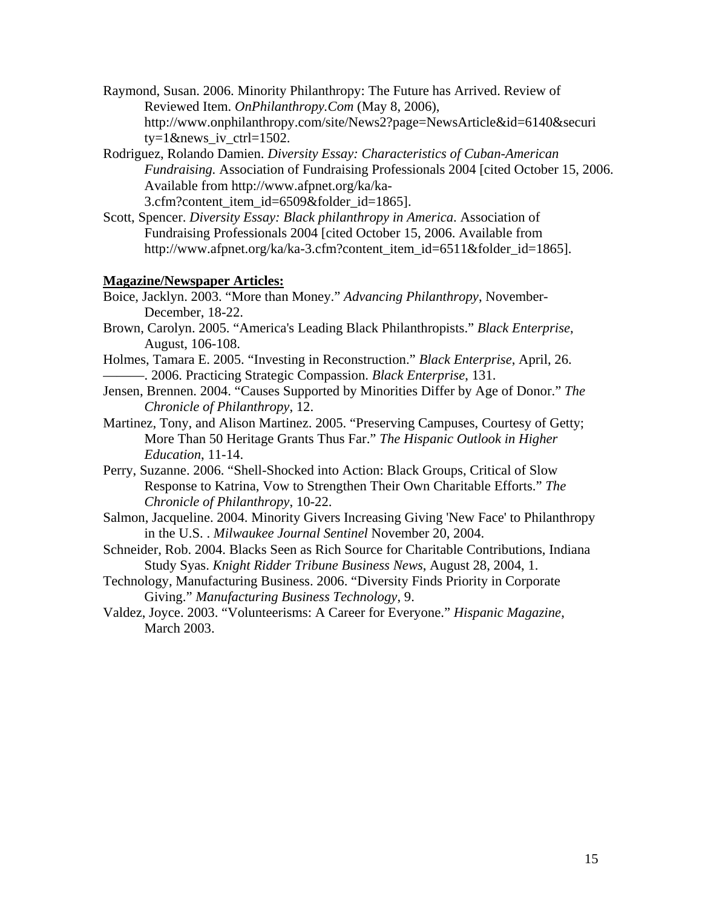Raymond, Susan. 2006. Minority Philanthropy: The Future has Arrived. Review of Reviewed Item. *OnPhilanthropy.Com* (May 8, 2006), http://www.onphilanthropy.com/site/News2?page=NewsArticle&id=6140&security=1&news_iv_ctrl=1502.

Rodriguez, Rolando Damien. *Diversity Essay: Characteristics of Cuban-American Fundraising.* Association of Fundraising Professionals 2004 [cited October 15, 2006. Available from http://www.afpnet.org/ka/ka-3.cfm?content_item_id=6509&folder_id=1865].

Scott, Spencer. *Diversity Essay: Black philanthropy in America*. Association of Fundraising Professionals 2004 [cited October 15, 2006. Available from http://www.afpnet.org/ka/ka-3.cfm?content_item_id=6511&folder_id=1865].

**Magazine/Newspaper Articles:**

Boice, Jacklyn. 2003. "More than Money." *Advancing Philanthropy*, November-December, 18-22.

Brown, Carolyn. 2005. "America's Leading Black Philanthropists." *Black Enterprise*, August, 106-108.

Holmes, Tamara E. 2005. "Investing in Reconstruction." *Black Enterprise*, April, 26.

———. 2006. Practicing Strategic Compassion. *Black Enterprise*, 131.

Jensen, Brennen. 2004. "Causes Supported by Minorities Differ by Age of Donor." *The Chronicle of Philanthropy*, 12.

Martinez, Tony, and Alison Martinez. 2005. "Preserving Campuses, Courtesy of Getty; More Than 50 Heritage Grants Thus Far." *The Hispanic Outlook in Higher Education*, 11-14.

Perry, Suzanne. 2006. "Shell-Shocked into Action: Black Groups, Critical of Slow Response to Katrina, Vow to Strengthen Their Own Charitable Efforts." *The Chronicle of Philanthropy*, 10-22.

Salmon, Jacqueline. 2004. Minority Givers Increasing Giving 'New Face' to Philanthropy in the U.S. . *Milwaukee Journal Sentinel* November 20, 2004.

Schneider, Rob. 2004. Blacks Seen as Rich Source for Charitable Contributions, Indiana Study Syas. *Knight Ridder Tribune Business News*, August 28, 2004, 1.

Technology, Manufacturing Business. 2006. "Diversity Finds Priority in Corporate Giving." *Manufacturing Business Technology*, 9.

Valdez, Joyce. 2003. "Volunteerisms: A Career for Everyone." *Hispanic Magazine*, March 2003.